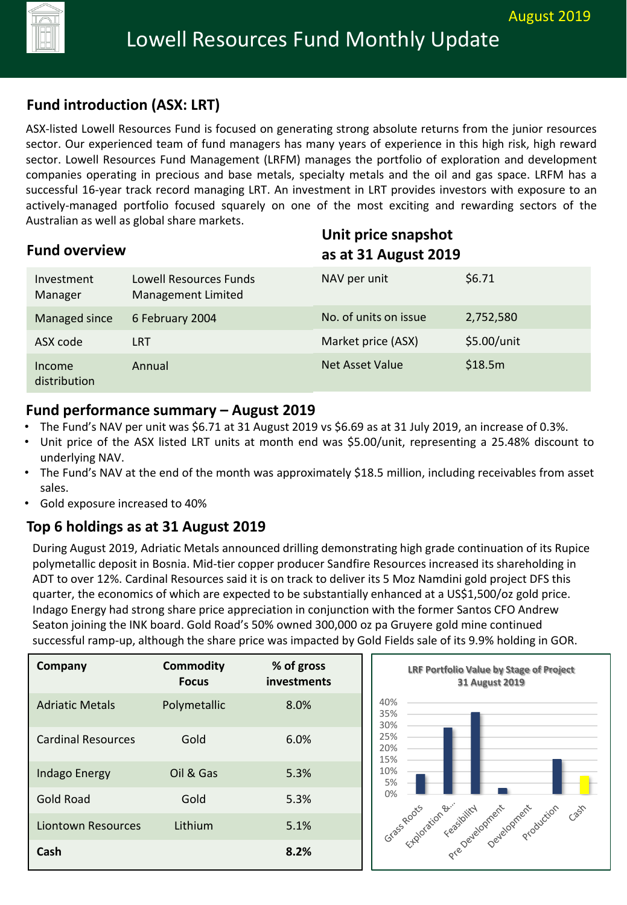# Lowell Resources Fund Monthly Update

August 2019

## Fund introduction (ASX: LRT)

ASX-listed Lowell Resources Fund is focused on generating strong absolute returns from the junior resources sector. Our experienced team of fund managers has many years of experience in this high risk, high reward sector. Lowell Resources Fund Management (LRFM) manages the portfolio of exploration and development companies operating in precious and base metals, specialty metals and the oil and gas space. LRFM has a successful 16-year track record managing LRT. An investment in LRT provides investors with exposure to an actively-managed portfolio focused squarely on one of the most exciting and rewarding sectors of the Australian as well as global share markets.

## Fund overview

| | |
|---|---|
| Investment Manager | Lowell Resources Funds Management Limited |
| Managed since | 6 February 2004 |
| ASX code | LRT |
| Income distribution | Annual |

## Unit price snapshot as at 31 August 2019

| | |
|---|---|
| NAV per unit | $6.71 |
| No. of units on issue | 2,752,580 |
| Market price (ASX) | $5.00/unit |
| Net Asset Value | $18.5m |

## Fund performance summary – August 2019

- The Fund's NAV per unit was $6.71 at 31 August 2019 vs $6.69 as at 31 July 2019, an increase of 0.3%.
- Unit price of the ASX listed LRT units at month end was $5.00/unit, representing a 25.48% discount to underlying NAV.
- The Fund's NAV at the end of the month was approximately $18.5 million, including receivables from asset sales.
- Gold exposure increased to 40%

## Top 6 holdings as at 31 August 2019

During August 2019, Adriatic Metals announced drilling demonstrating high grade continuation of its Rupice polymetallic deposit in Bosnia. Mid-tier copper producer Sandfire Resources increased its shareholding in ADT to over 12%. Cardinal Resources said it is on track to deliver its 5 Moz Namdini gold project DFS this quarter, the economics of which are expected to be substantially enhanced at a US$1,500/oz gold price. Indago Energy had strong share price appreciation in conjunction with the former Santos CFO Andrew Seaton joining the INK board. Gold Road's 50% owned 300,000 oz pa Gruyere gold mine continued successful ramp-up, although the share price was impacted by Gold Fields sale of its 9.9% holding in GOR.

| Company | Commodity Focus | % of gross investments |
|---|---|---|
| Adriatic Metals | Polymetallic | 8.0% |
| Cardinal Resources | Gold | 6.0% |
| Indago Energy | Oil & Gas | 5.3% |
| Gold Road | Gold | 5.3% |
| Liontown Resources | Lithium | 5.1% |
| **Cash** | | **8.2%** |

**LRF Portfolio Value by Stage of Project 31 August 2019**

| Stage | Approx. % |
|---|---|
| Grass Roots | 9% |
| Exploration &... | 29% |
| Feasibility | 35% |
| Pre Development | 3% |
| Development | 0% |
| Production | 15% |
| Cash | 8% |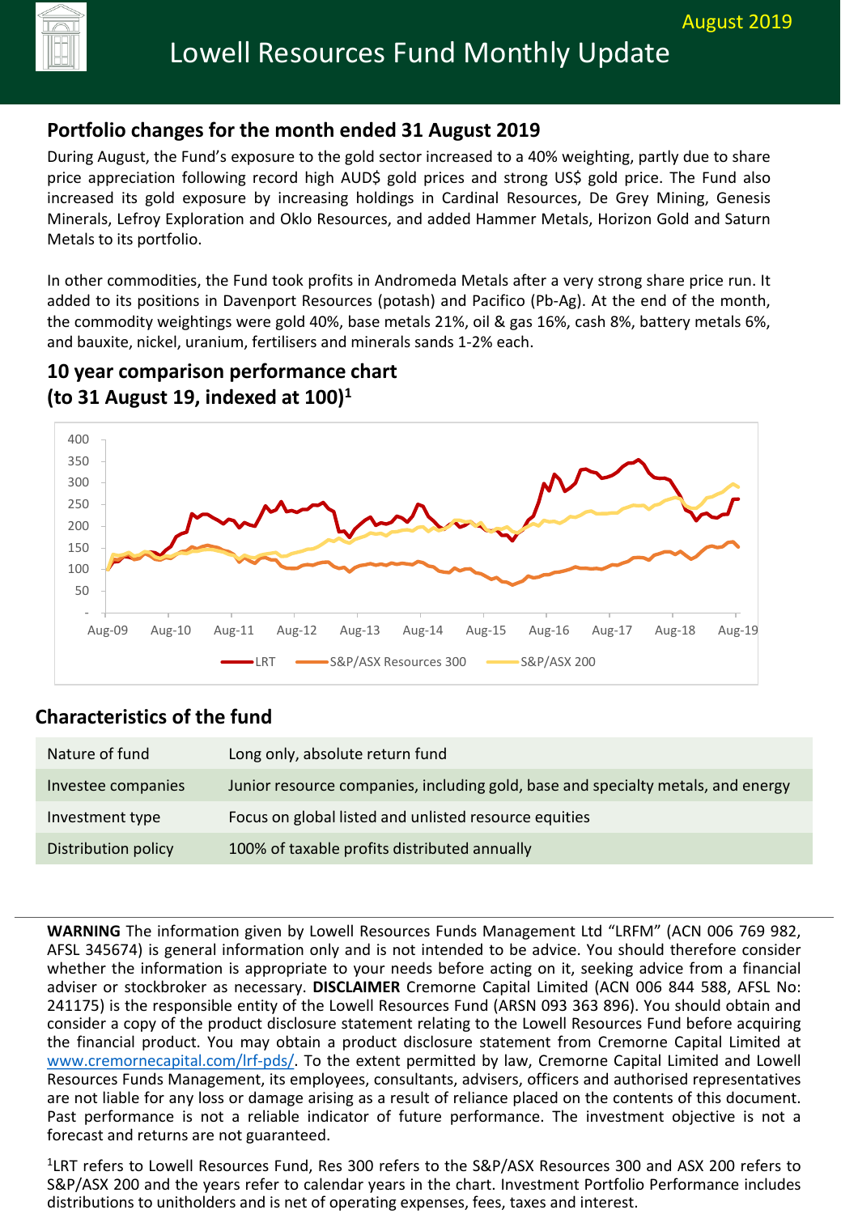August 2019

# Lowell Resources Fund Monthly Update

## Portfolio changes for the month ended 31 August 2019

During August, the Fund's exposure to the gold sector increased to a 40% weighting, partly due to share price appreciation following record high AUD$ gold prices and strong US$ gold price. The Fund also increased its gold exposure by increasing holdings in Cardinal Resources, De Grey Mining, Genesis Minerals, Lefroy Exploration and Oklo Resources, and added Hammer Metals, Horizon Gold and Saturn Metals to its portfolio.

In other commodities, the Fund took profits in Andromeda Metals after a very strong share price run. It added to its positions in Davenport Resources (potash) and Pacifico (Pb-Ag). At the end of the month, the commodity weightings were gold 40%, base metals 21%, oil & gas 16%, cash 8%, battery metals 6%, and bauxite, nickel, uranium, fertilisers and minerals sands 1-2% each.

## 10 year comparison performance chart (to 31 August 19, indexed at 100)[1]

400
350
300
250
200
150
100
50
-

Aug-09 Aug-10 Aug-11 Aug-12 Aug-13 Aug-14 Aug-15 Aug-16 Aug-17 Aug-18 Aug-19

LRT
S&P/ASX Resources 300
S&P/ASX 200

## Characteristics of the fund

| | |
|---|---|
| Nature of fund | Long only, absolute return fund |
| Investee companies | Junior resource companies, including gold, base and specialty metals, and energy |
| Investment type | Focus on global listed and unlisted resource equities |
| Distribution policy | 100% of taxable profits distributed annually |

**WARNING** The information given by Lowell Resources Funds Management Ltd "LRFM" (ACN 006 769 982, AFSL 345674) is general information only and is not intended to be advice. You should therefore consider whether the information is appropriate to your needs before acting on it, seeking advice from a financial adviser or stockbroker as necessary. **DISCLAIMER** Cremorne Capital Limited (ACN 006 844 588, AFSL No: 241175) is the responsible entity of the Lowell Resources Fund (ARSN 093 363 896). You should obtain and consider a copy of the product disclosure statement relating to the Lowell Resources Fund before acquiring the financial product. You may obtain a product disclosure statement from Cremorne Capital Limited at www.cremornecapital.com/lrf-pds/. To the extent permitted by law, Cremorne Capital Limited and Lowell Resources Funds Management, its employees, consultants, advisers, officers and authorised representatives are not liable for any loss or damage arising as a result of reliance placed on the contents of this document. Past performance is not a reliable indicator of future performance. The investment objective is not a forecast and returns are not guaranteed.

[1]LRT refers to Lowell Resources Fund, Res 300 refers to the S&P/ASX Resources 300 and ASX 200 refers to S&P/ASX 200 and the years refer to calendar years in the chart. Investment Portfolio Performance includes distributions to unitholders and is net of operating expenses, fees, taxes and interest.